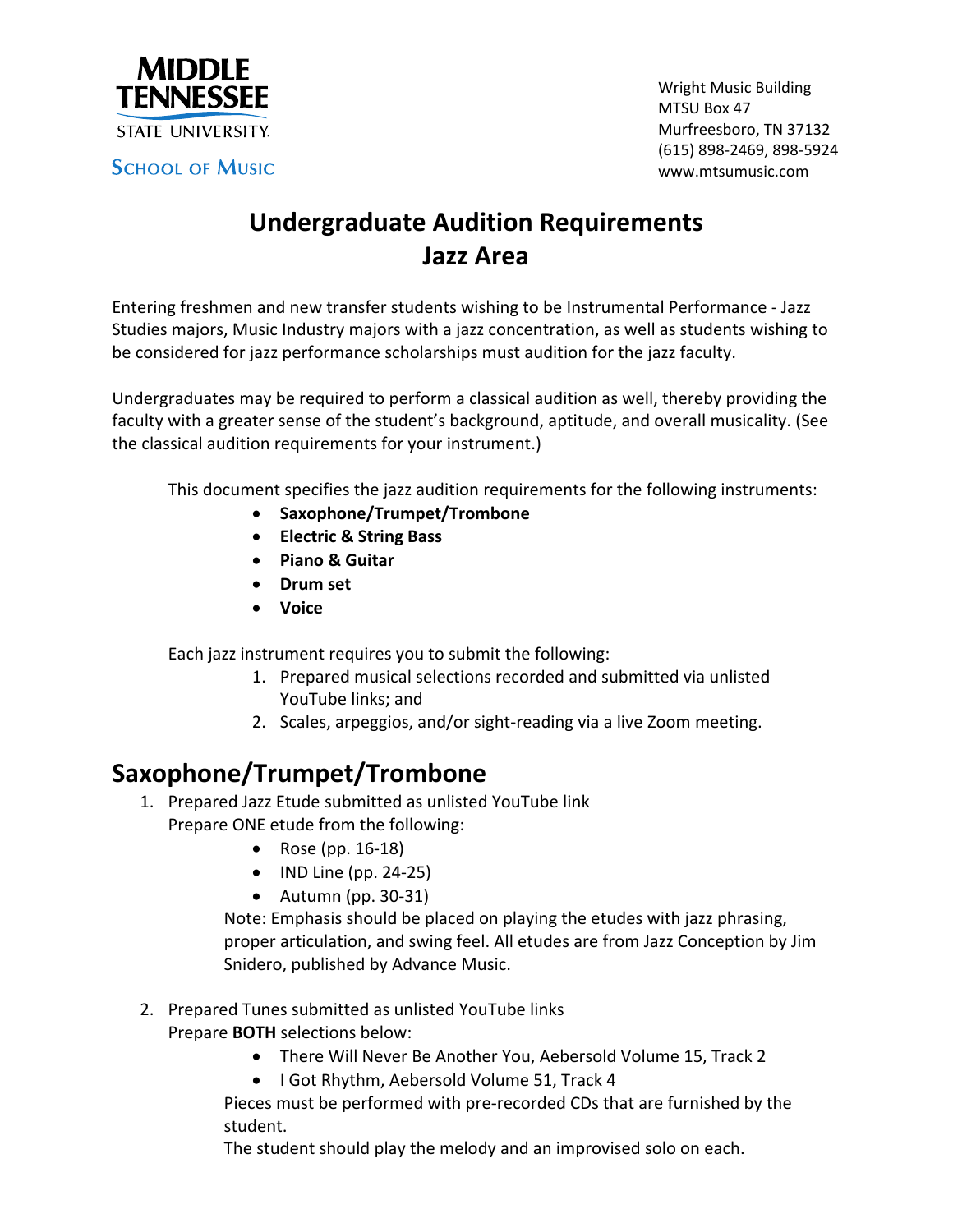**MIDDLE TENNESSEE STATE UNIVERSITY**

**SCHOOL OF MUSIC**

Wright Music Building
MTSU Box 47
Murfreesboro, TN 37132
(615) 898-2469, 898-5924
www.mtsumusic.com

# Undergraduate Audition Requirements
# Jazz Area

Entering freshmen and new transfer students wishing to be Instrumental Performance - Jazz Studies majors, Music Industry majors with a jazz concentration, as well as students wishing to be considered for jazz performance scholarships must audition for the jazz faculty.

Undergraduates may be required to perform a classical audition as well, thereby providing the faculty with a greater sense of the student's background, aptitude, and overall musicality. (See the classical audition requirements for your instrument.)

This document specifies the jazz audition requirements for the following instruments:

- **Saxophone/Trumpet/Trombone**
- **Electric & String Bass**
- **Piano & Guitar**
- **Drum set**
- **Voice**

Each jazz instrument requires you to submit the following:

1. Prepared musical selections recorded and submitted via unlisted YouTube links; and
2. Scales, arpeggios, and/or sight-reading via a live Zoom meeting.

## Saxophone/Trumpet/Trombone

1. Prepared Jazz Etude submitted as unlisted YouTube link
   Prepare ONE etude from the following:
   - Rose (pp. 16-18)
   - IND Line (pp. 24-25)
   - Autumn (pp. 30-31)

   Note: Emphasis should be placed on playing the etudes with jazz phrasing, proper articulation, and swing feel. All etudes are from Jazz Conception by Jim Snidero, published by Advance Music.

2. Prepared Tunes submitted as unlisted YouTube links
   Prepare **BOTH** selections below:
   - There Will Never Be Another You, Aebersold Volume 15, Track 2
   - I Got Rhythm, Aebersold Volume 51, Track 4

   Pieces must be performed with pre-recorded CDs that are furnished by the student.
   The student should play the melody and an improvised solo on each.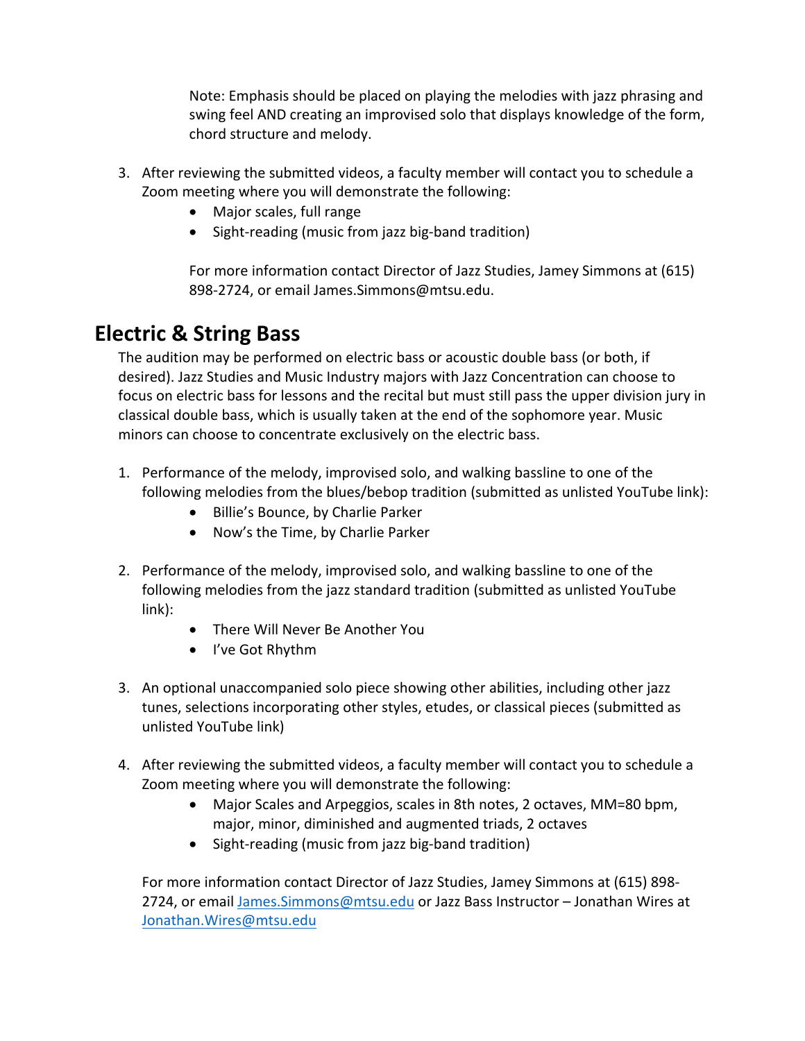Note: Emphasis should be placed on playing the melodies with jazz phrasing and swing feel AND creating an improvised solo that displays knowledge of the form, chord structure and melody.

3. After reviewing the submitted videos, a faculty member will contact you to schedule a Zoom meeting where you will demonstrate the following:
    - Major scales, full range
    - Sight-reading (music from jazz big-band tradition)

    For more information contact Director of Jazz Studies, Jamey Simmons at (615) 898-2724, or email James.Simmons@mtsu.edu.

## Electric & String Bass

The audition may be performed on electric bass or acoustic double bass (or both, if desired). Jazz Studies and Music Industry majors with Jazz Concentration can choose to focus on electric bass for lessons and the recital but must still pass the upper division jury in classical double bass, which is usually taken at the end of the sophomore year. Music minors can choose to concentrate exclusively on the electric bass.

1. Performance of the melody, improvised solo, and walking bassline to one of the following melodies from the blues/bebop tradition (submitted as unlisted YouTube link):
    - Billie's Bounce, by Charlie Parker
    - Now's the Time, by Charlie Parker

2. Performance of the melody, improvised solo, and walking bassline to one of the following melodies from the jazz standard tradition (submitted as unlisted YouTube link):
    - There Will Never Be Another You
    - I've Got Rhythm

3. An optional unaccompanied solo piece showing other abilities, including other jazz tunes, selections incorporating other styles, etudes, or classical pieces (submitted as unlisted YouTube link)

4. After reviewing the submitted videos, a faculty member will contact you to schedule a Zoom meeting where you will demonstrate the following:
    - Major Scales and Arpeggios, scales in 8th notes, 2 octaves, MM=80 bpm, major, minor, diminished and augmented triads, 2 octaves
    - Sight-reading (music from jazz big-band tradition)

    For more information contact Director of Jazz Studies, Jamey Simmons at (615) 898-2724, or email James.Simmons@mtsu.edu or Jazz Bass Instructor – Jonathan Wires at Jonathan.Wires@mtsu.edu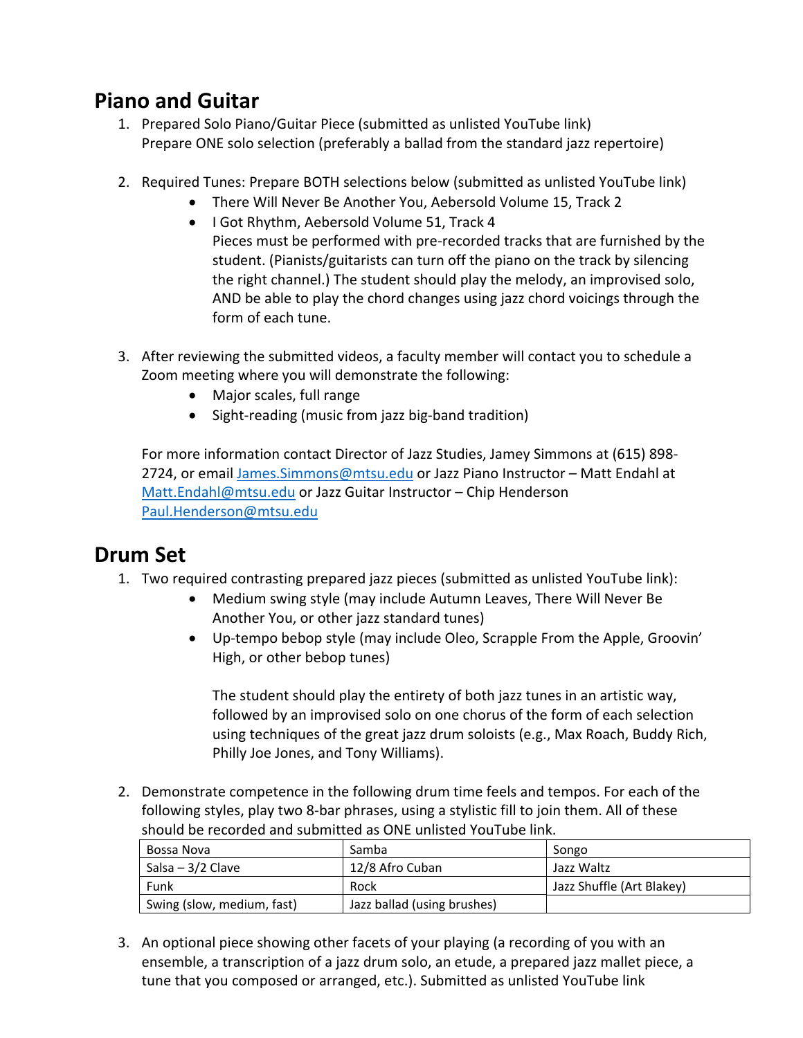## Piano and Guitar

1. Prepared Solo Piano/Guitar Piece (submitted as unlisted YouTube link)
   Prepare ONE solo selection (preferably a ballad from the standard jazz repertoire)

2. Required Tunes: Prepare BOTH selections below (submitted as unlisted YouTube link)
   - There Will Never Be Another You, Aebersold Volume 15, Track 2
   - I Got Rhythm, Aebersold Volume 51, Track 4
     Pieces must be performed with pre-recorded tracks that are furnished by the student. (Pianists/guitarists can turn off the piano on the track by silencing the right channel.) The student should play the melody, an improvised solo, AND be able to play the chord changes using jazz chord voicings through the form of each tune.

3. After reviewing the submitted videos, a faculty member will contact you to schedule a Zoom meeting where you will demonstrate the following:
   - Major scales, full range
   - Sight-reading (music from jazz big-band tradition)

   For more information contact Director of Jazz Studies, Jamey Simmons at (615) 898-2724, or email James.Simmons@mtsu.edu or Jazz Piano Instructor – Matt Endahl at Matt.Endahl@mtsu.edu or Jazz Guitar Instructor – Chip Henderson Paul.Henderson@mtsu.edu

## Drum Set

1. Two required contrasting prepared jazz pieces (submitted as unlisted YouTube link):
   - Medium swing style (may include Autumn Leaves, There Will Never Be Another You, or other jazz standard tunes)
   - Up-tempo bebop style (may include Oleo, Scrapple From the Apple, Groovin' High, or other bebop tunes)

     The student should play the entirety of both jazz tunes in an artistic way, followed by an improvised solo on one chorus of the form of each selection using techniques of the great jazz drum soloists (e.g., Max Roach, Buddy Rich, Philly Joe Jones, and Tony Williams).

2. Demonstrate competence in the following drum time feels and tempos. For each of the following styles, play two 8-bar phrases, using a stylistic fill to join them. All of these should be recorded and submitted as ONE unlisted YouTube link.

| | | |
|---|---|---|
| Bossa Nova | Samba | Songo |
| Salsa – 3/2 Clave | 12/8 Afro Cuban | Jazz Waltz |
| Funk | Rock | Jazz Shuffle (Art Blakey) |
| Swing (slow, medium, fast) | Jazz ballad (using brushes) | |

3. An optional piece showing other facets of your playing (a recording of you with an ensemble, a transcription of a jazz drum solo, an etude, a prepared jazz mallet piece, a tune that you composed or arranged, etc.). Submitted as unlisted YouTube link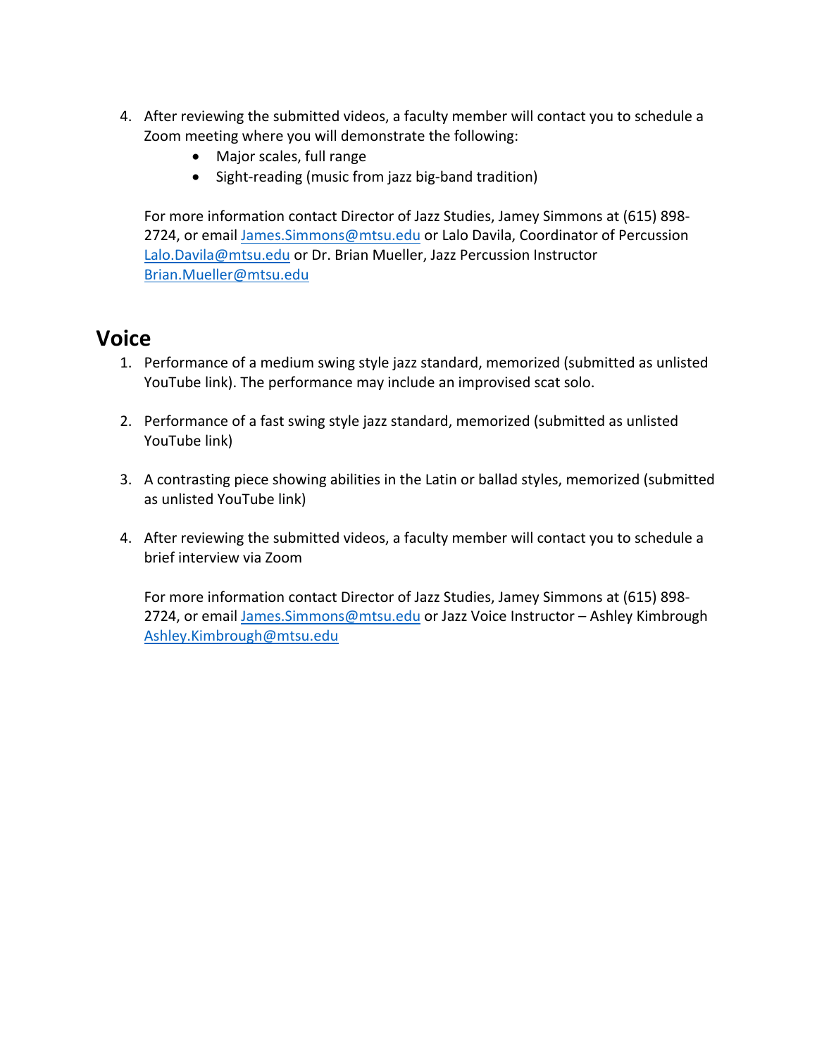4. After reviewing the submitted videos, a faculty member will contact you to schedule a Zoom meeting where you will demonstrate the following:
    - Major scales, full range
    - Sight-reading (music from jazz big-band tradition)

   For more information contact Director of Jazz Studies, Jamey Simmons at (615) 898-2724, or email James.Simmons@mtsu.edu or Lalo Davila, Coordinator of Percussion Lalo.Davila@mtsu.edu or Dr. Brian Mueller, Jazz Percussion Instructor Brian.Mueller@mtsu.edu

## Voice

1. Performance of a medium swing style jazz standard, memorized (submitted as unlisted YouTube link). The performance may include an improvised scat solo.

2. Performance of a fast swing style jazz standard, memorized (submitted as unlisted YouTube link)

3. A contrasting piece showing abilities in the Latin or ballad styles, memorized (submitted as unlisted YouTube link)

4. After reviewing the submitted videos, a faculty member will contact you to schedule a brief interview via Zoom

   For more information contact Director of Jazz Studies, Jamey Simmons at (615) 898-2724, or email James.Simmons@mtsu.edu or Jazz Voice Instructor – Ashley Kimbrough Ashley.Kimbrough@mtsu.edu